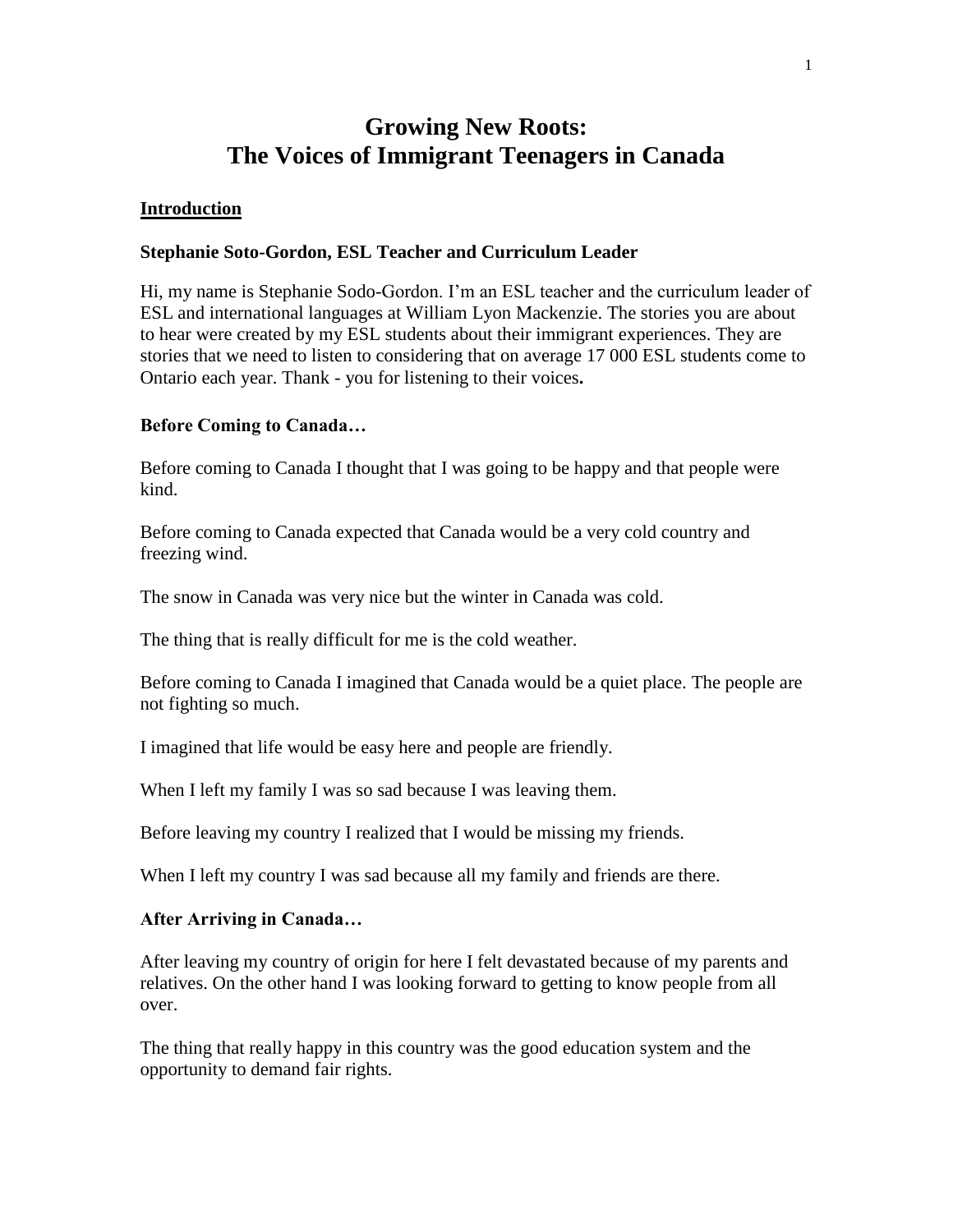# Growing New Roots: The Voices of Immigrant Teenagers in Canada

## Introduction

**Stephanie Soto-Gordon, ESL Teacher and Curriculum Leader**

Hi, my name is Stephanie Sodo-Gordon. I'm an ESL teacher and the curriculum leader of ESL and international languages at William Lyon Mackenzie. The stories you are about to hear were created by my ESL students about their immigrant experiences. They are stories that we need to listen to considering that on average 17 000 ESL students come to Ontario each year. Thank - you for listening to their voices**.**

**Before Coming to Canada…**

Before coming to Canada I thought that I was going to be happy and that people were kind.

Before coming to Canada expected that Canada would be a very cold country and freezing wind.

The snow in Canada was very nice but the winter in Canada was cold.

The thing that is really difficult for me is the cold weather.

Before coming to Canada I imagined that Canada would be a quiet place. The people are not fighting so much.

I imagined that life would be easy here and people are friendly.

When I left my family I was so sad because I was leaving them.

Before leaving my country I realized that I would be missing my friends.

When I left my country I was sad because all my family and friends are there.

**After Arriving in Canada…**

After leaving my country of origin for here I felt devastated because of my parents and relatives. On the other hand I was looking forward to getting to know people from all over.

The thing that really happy in this country was the good education system and the opportunity to demand fair rights.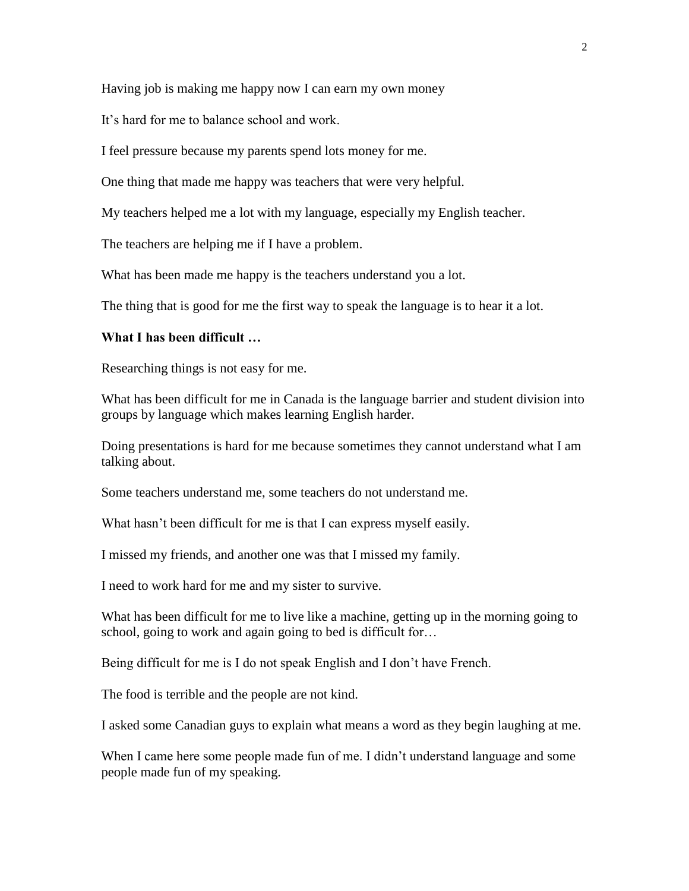Having job is making me happy now I can earn my own money

It's hard for me to balance school and work.

I feel pressure because my parents spend lots money for me.

One thing that made me happy was teachers that were very helpful.

My teachers helped me a lot with my language, especially my English teacher.

The teachers are helping me if I have a problem.

What has been made me happy is the teachers understand you a lot.

The thing that is good for me the first way to speak the language is to hear it a lot.

**What I has been difficult …**

Researching things is not easy for me.

What has been difficult for me in Canada is the language barrier and student division into groups by language which makes learning English harder.

Doing presentations is hard for me because sometimes they cannot understand what I am talking about.

Some teachers understand me, some teachers do not understand me.

What hasn't been difficult for me is that I can express myself easily.

I missed my friends, and another one was that I missed my family.

I need to work hard for me and my sister to survive.

What has been difficult for me to live like a machine, getting up in the morning going to school, going to work and again going to bed is difficult for…

Being difficult for me is I do not speak English and I don't have French.

The food is terrible and the people are not kind.

I asked some Canadian guys to explain what means a word as they begin laughing at me.

When I came here some people made fun of me. I didn't understand language and some people made fun of my speaking.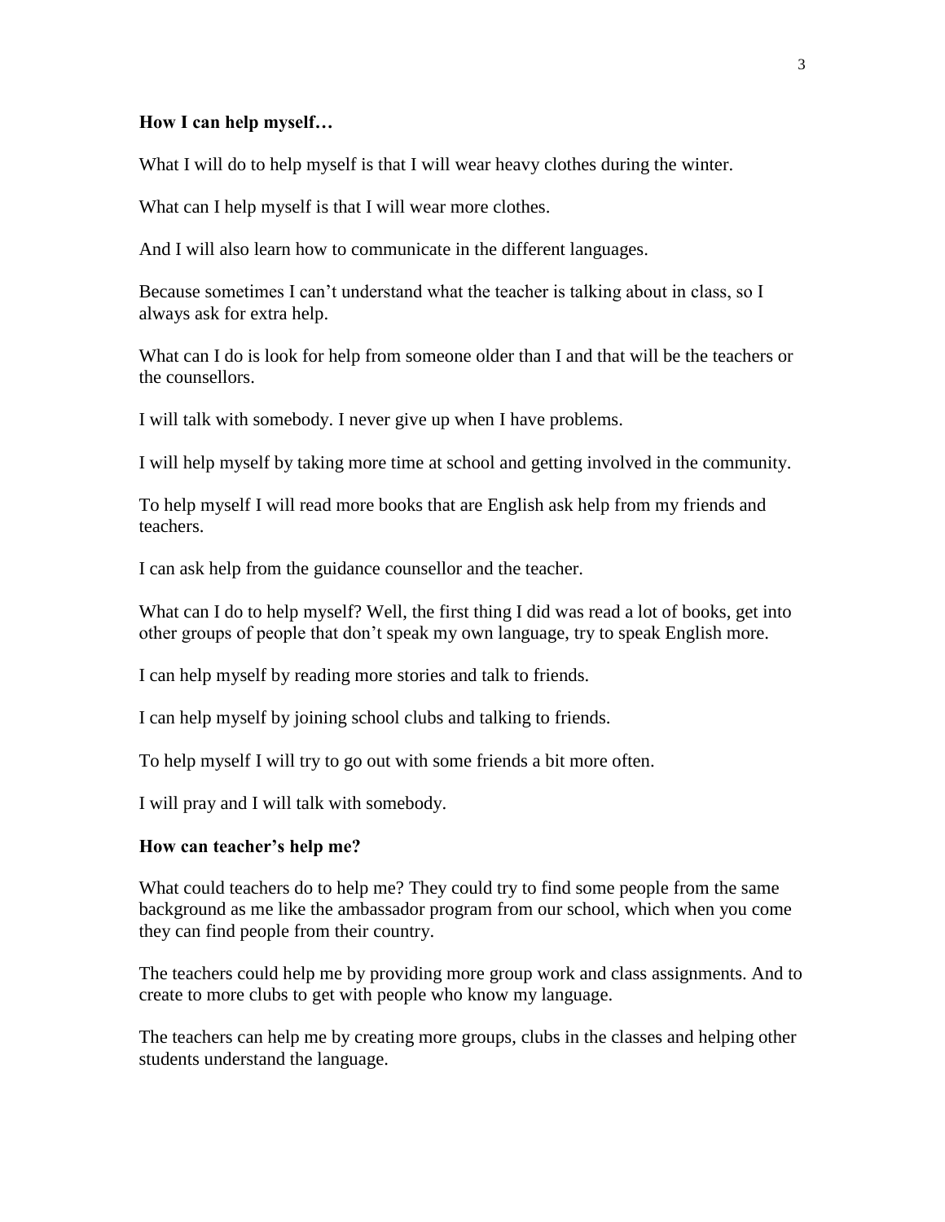**How I can help myself…**

What I will do to help myself is that I will wear heavy clothes during the winter.

What can I help myself is that I will wear more clothes.

And I will also learn how to communicate in the different languages.

Because sometimes I can't understand what the teacher is talking about in class, so I always ask for extra help.

What can I do is look for help from someone older than I and that will be the teachers or the counsellors.

I will talk with somebody. I never give up when I have problems.

I will help myself by taking more time at school and getting involved in the community.

To help myself I will read more books that are English ask help from my friends and teachers.

I can ask help from the guidance counsellor and the teacher.

What can I do to help myself? Well, the first thing I did was read a lot of books, get into other groups of people that don't speak my own language, try to speak English more.

I can help myself by reading more stories and talk to friends.

I can help myself by joining school clubs and talking to friends.

To help myself I will try to go out with some friends a bit more often.

I will pray and I will talk with somebody.

**How can teacher's help me?**

What could teachers do to help me? They could try to find some people from the same background as me like the ambassador program from our school, which when you come they can find people from their country.

The teachers could help me by providing more group work and class assignments. And to create to more clubs to get with people who know my language.

The teachers can help me by creating more groups, clubs in the classes and helping other students understand the language.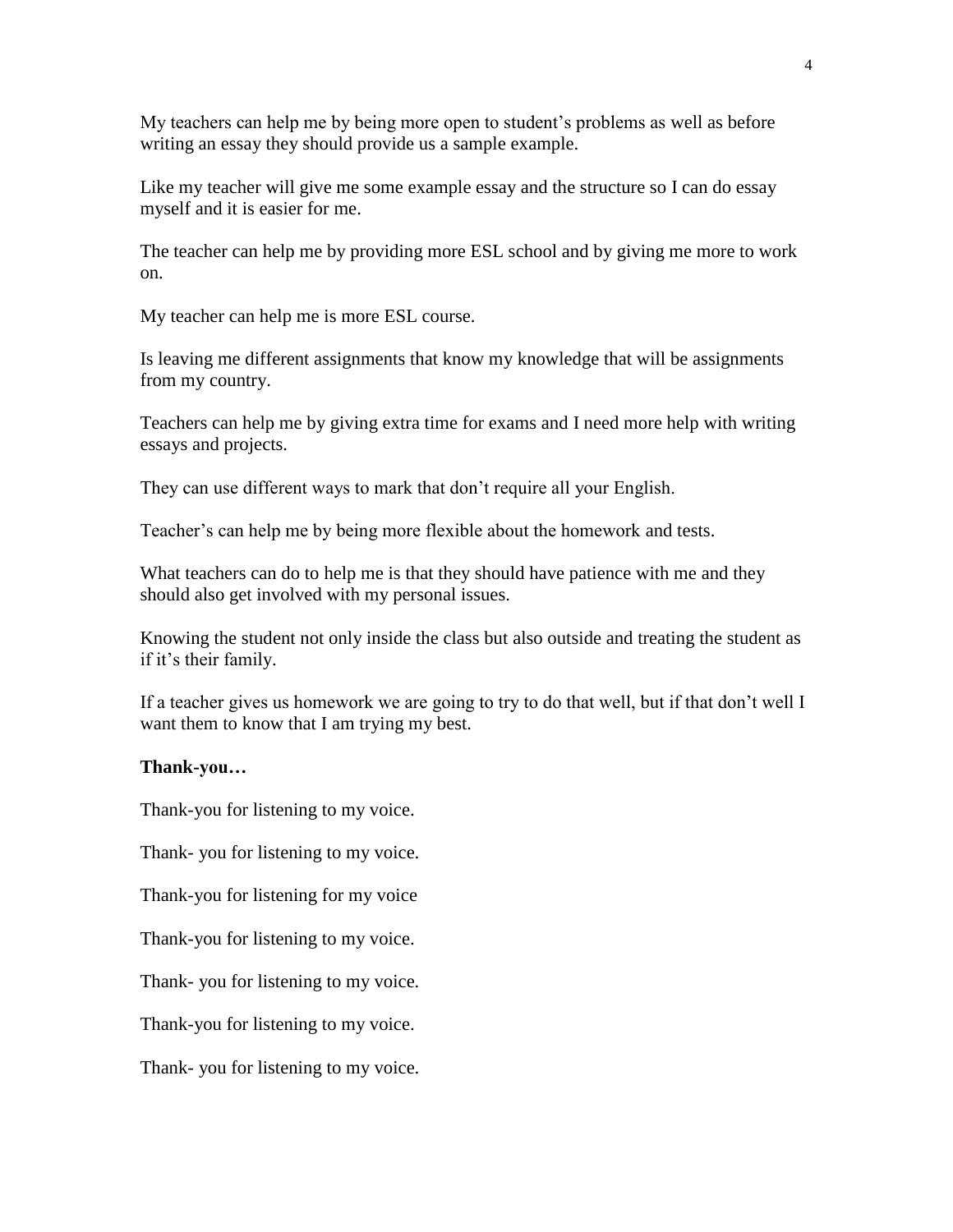My teachers can help me by being more open to student's problems as well as before writing an essay they should provide us a sample example.

Like my teacher will give me some example essay and the structure so I can do essay myself and it is easier for me.

The teacher can help me by providing more ESL school and by giving me more to work on.

My teacher can help me is more ESL course.

Is leaving me different assignments that know my knowledge that will be assignments from my country.

Teachers can help me by giving extra time for exams and I need more help with writing essays and projects.

They can use different ways to mark that don't require all your English.

Teacher's can help me by being more flexible about the homework and tests.

What teachers can do to help me is that they should have patience with me and they should also get involved with my personal issues.

Knowing the student not only inside the class but also outside and treating the student as if it's their family.

If a teacher gives us homework we are going to try to do that well, but if that don't well I want them to know that I am trying my best.

**Thank-you…**

Thank-you for listening to my voice.

Thank- you for listening to my voice.

Thank-you for listening for my voice

Thank-you for listening to my voice.

Thank- you for listening to my voice.

Thank-you for listening to my voice.

Thank- you for listening to my voice.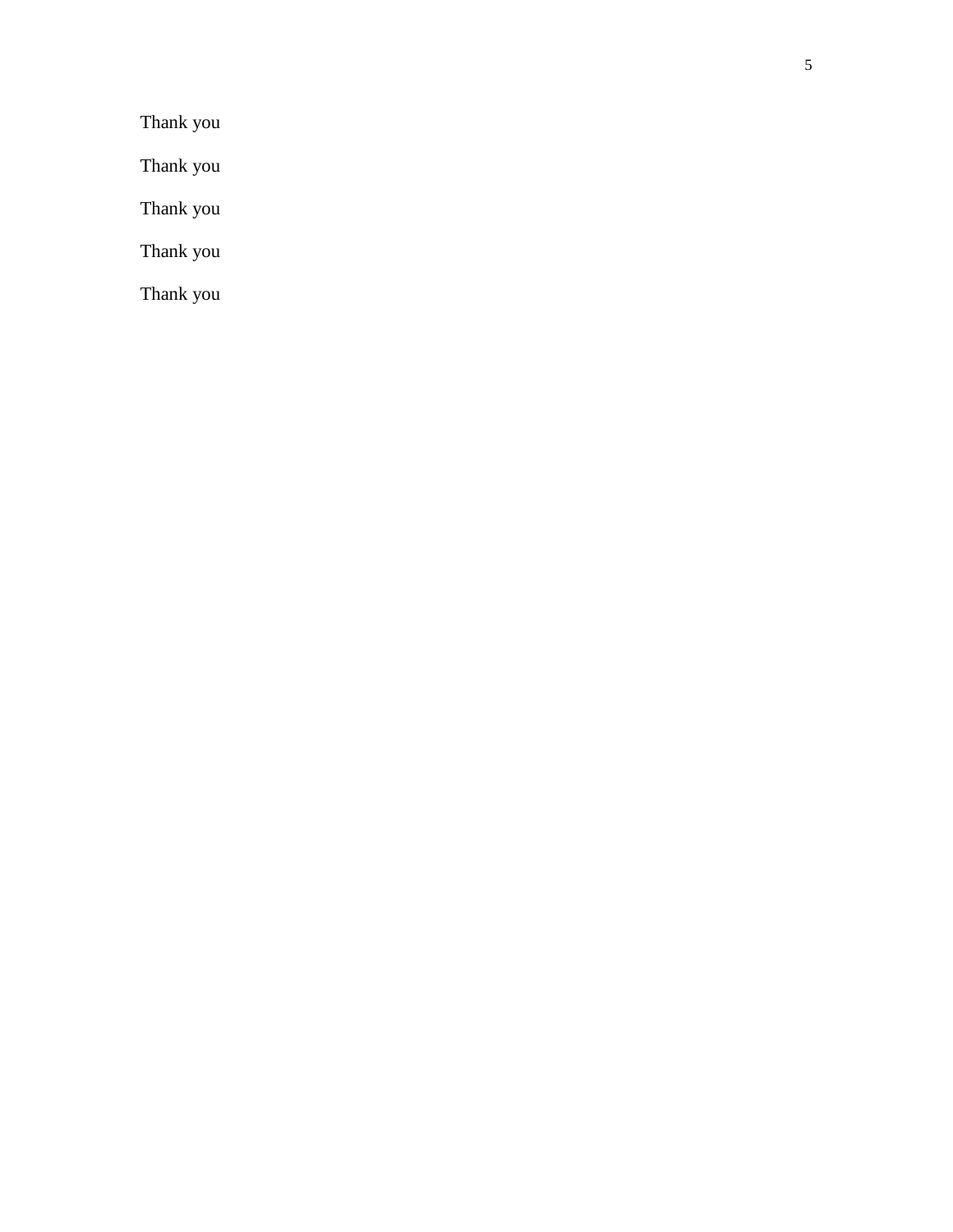Thank you

Thank you

Thank you

Thank you

Thank you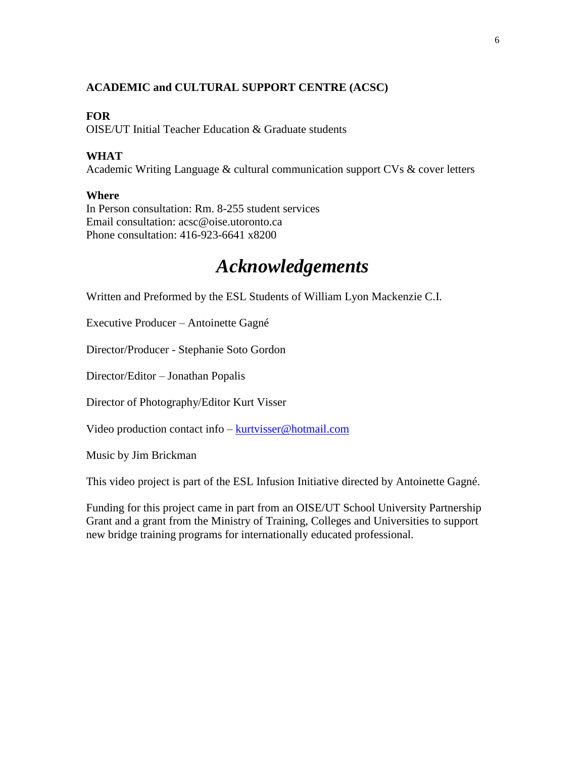**ACADEMIC and CULTURAL SUPPORT CENTRE (ACSC)**

**FOR**
OISE/UT Initial Teacher Education & Graduate students

**WHAT**
Academic Writing Language & cultural communication support CVs & cover letters

**Where**
In Person consultation: Rm. 8-255 student services
Email consultation: acsc@oise.utoronto.ca
Phone consultation: 416-923-6641 x8200

# *Acknowledgements*

Written and Preformed by the ESL Students of William Lyon Mackenzie C.I.

Executive Producer – Antoinette Gagné

Director/Producer - Stephanie Soto Gordon

Director/Editor – Jonathan Popalis

Director of Photography/Editor Kurt Visser

Video production contact info – kurtvisser@hotmail.com

Music by Jim Brickman

This video project is part of the ESL Infusion Initiative directed by Antoinette Gagné.

Funding for this project came in part from an OISE/UT School University Partnership Grant and a grant from the Ministry of Training, Colleges and Universities to support new bridge training programs for internationally educated professional.